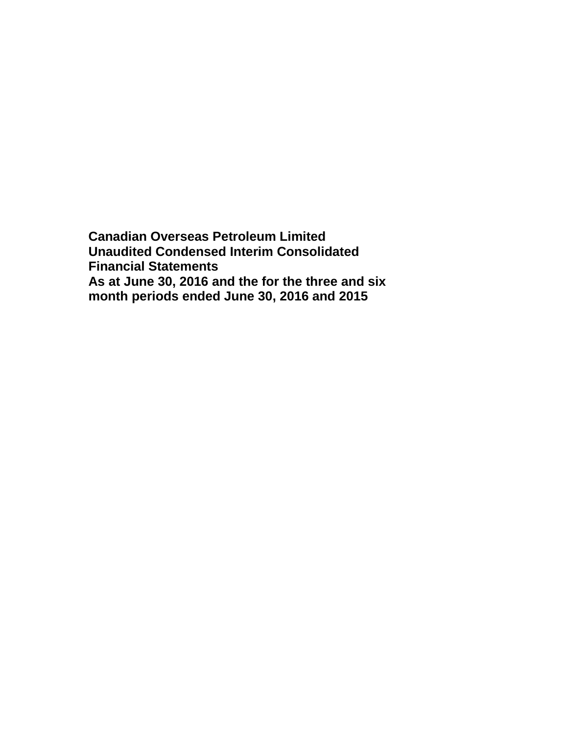**Canadian Overseas Petroleum Limited**
**Unaudited Condensed Interim Consolidated Financial Statements**
**As at June 30, 2016 and the for the three and six month periods ended June 30, 2016 and 2015**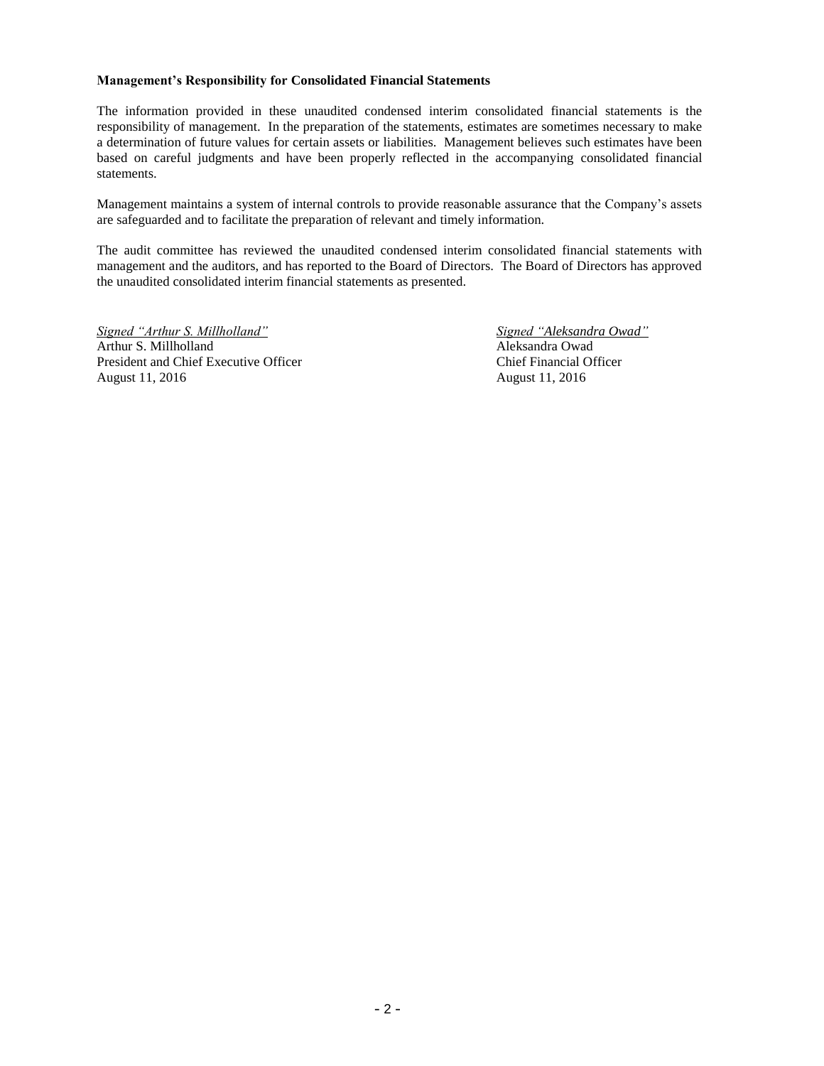**Management's Responsibility for Consolidated Financial Statements**

The information provided in these unaudited condensed interim consolidated financial statements is the responsibility of management. In the preparation of the statements, estimates are sometimes necessary to make a determination of future values for certain assets or liabilities. Management believes such estimates have been based on careful judgments and have been properly reflected in the accompanying consolidated financial statements.

Management maintains a system of internal controls to provide reasonable assurance that the Company's assets are safeguarded and to facilitate the preparation of relevant and timely information.

The audit committee has reviewed the unaudited condensed interim consolidated financial statements with management and the auditors, and has reported to the Board of Directors. The Board of Directors has approved the unaudited consolidated interim financial statements as presented.

*Signed "Arthur S. Millholland"*
Arthur S. Millholland
President and Chief Executive Officer
August 11, 2016

*Signed "Aleksandra Owad"*
Aleksandra Owad
Chief Financial Officer
August 11, 2016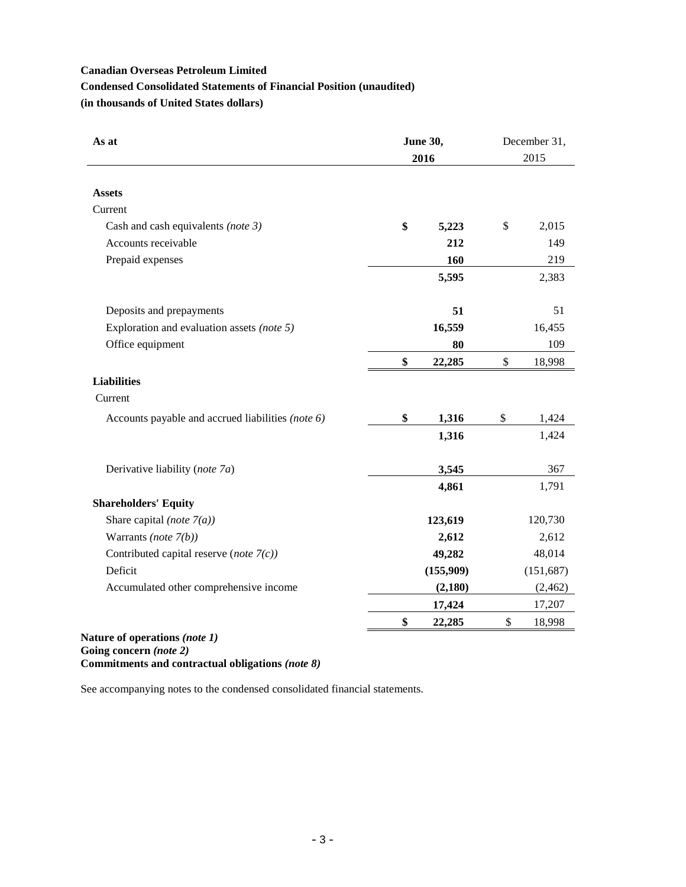**Canadian Overseas Petroleum Limited**

**Condensed Consolidated Statements of Financial Position (unaudited)**

**(in thousands of United States dollars)**

| As at | June 30, 2016 | December 31, 2015 |
|---|---|---|
| **Assets** | | |
| Current | | |
| Cash and cash equivalents *(note 3)* | **$ 5,223** | $ 2,015 |
| Accounts receivable | **212** | 149 |
| Prepaid expenses | **160** | 219 |
| | **5,595** | 2,383 |
| Deposits and prepayments | **51** | 51 |
| Exploration and evaluation assets *(note 5)* | **16,559** | 16,455 |
| Office equipment | **80** | 109 |
| | **$ 22,285** | $ 18,998 |
| **Liabilities** | | |
| Current | | |
| Accounts payable and accrued liabilities *(note 6)* | **$ 1,316** | $ 1,424 |
| | **1,316** | 1,424 |
| Derivative liability (*note 7a*) | **3,545** | 367 |
| | **4,861** | 1,791 |
| **Shareholders' Equity** | | |
| Share capital *(note 7(a))* | **123,619** | 120,730 |
| Warrants *(note 7(b))* | **2,612** | 2,612 |
| Contributed capital reserve (*note 7(c))* | **49,282** | 48,014 |
| Deficit | **(155,909)** | (151,687) |
| Accumulated other comprehensive income | **(2,180)** | (2,462) |
| | **17,424** | 17,207 |
| | **$ 22,285** | $ 18,998 |

**Nature of operations *(note 1)***
**Going concern *(note 2)***
**Commitments and contractual obligations *(note 8)***

See accompanying notes to the condensed consolidated financial statements.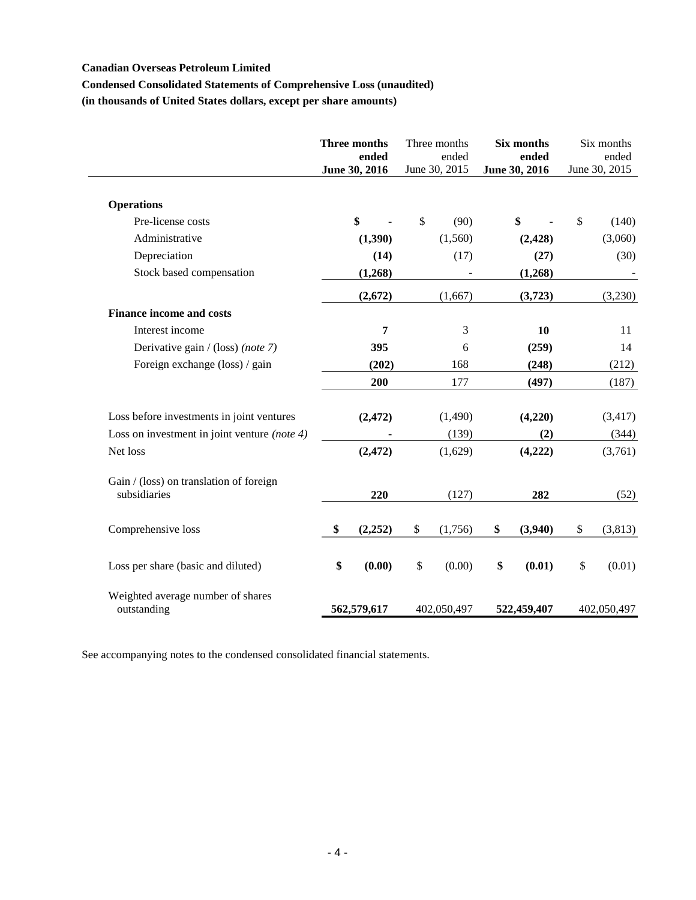**Canadian Overseas Petroleum Limited**

**Condensed Consolidated Statements of Comprehensive Loss (unaudited)**

**(in thousands of United States dollars, except per share amounts)**

| | **Three months ended June 30, 2016** | Three months ended June 30, 2015 | **Six months ended June 30, 2016** | Six months ended June 30, 2015 |
|---|---|---|---|---|
| **Operations** | | | | |
| Pre-license costs | **$ -** | $ (90) | **$ -** | $ (140) |
| Administrative | **(1,390)** | (1,560) | **(2,428)** | (3,060) |
| Depreciation | **(14)** | (17) | **(27)** | (30) |
| Stock based compensation | **(1,268)** | - | **(1,268)** | - |
| | **(2,672)** | (1,667) | **(3,723)** | (3,230) |
| **Finance income and costs** | | | | |
| Interest income | **7** | 3 | **10** | 11 |
| Derivative gain / (loss) *(note 7)* | **395** | 6 | **(259)** | 14 |
| Foreign exchange (loss) / gain | **(202)** | 168 | **(248)** | (212) |
| | **200** | 177 | **(497)** | (187) |
| Loss before investments in joint ventures | **(2,472)** | (1,490) | **(4,220)** | (3,417) |
| Loss on investment in joint venture *(note 4)* | **-** | (139) | **(2)** | (344) |
| Net loss | **(2,472)** | (1,629) | **(4,222)** | (3,761) |
| Gain / (loss) on translation of foreign subsidiaries | **220** | (127) | **282** | (52) |
| Comprehensive loss | **$ (2,252)** | $ (1,756) | **$ (3,940)** | $ (3,813) |
| Loss per share (basic and diluted) | **$ (0.00)** | $ (0.00) | **$ (0.01)** | $ (0.01) |
| Weighted average number of shares outstanding | **562,579,617** | 402,050,497 | **522,459,407** | 402,050,497 |

See accompanying notes to the condensed consolidated financial statements.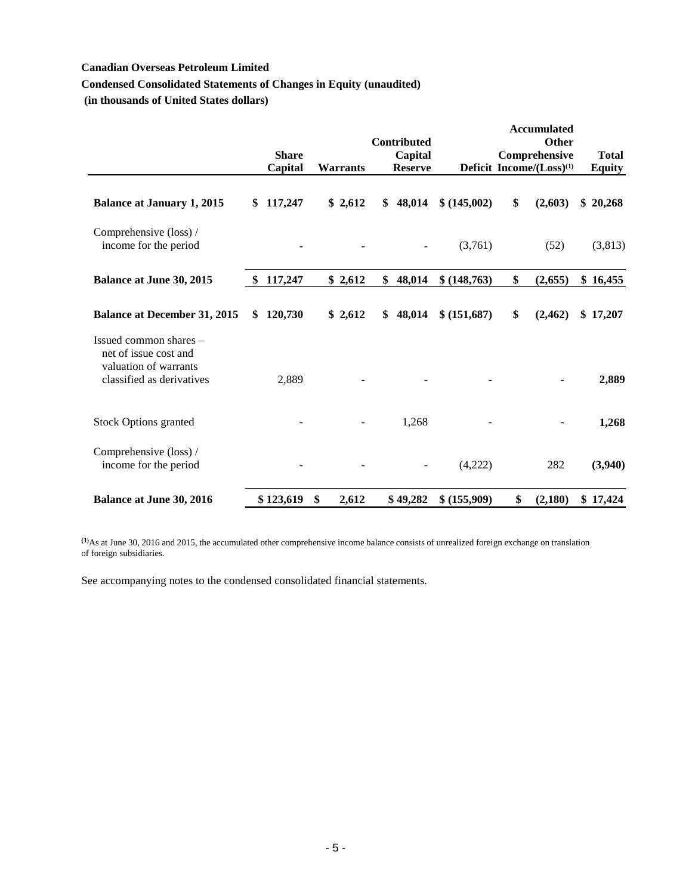**Canadian Overseas Petroleum Limited**

**Condensed Consolidated Statements of Changes in Equity (unaudited)**

**(in thousands of United States dollars)**

| | Share Capital | Warrants | Contributed Capital Reserve | Deficit | Accumulated Other Comprehensive Income/(Loss)[1] | Total Equity |
|---|---|---|---|---|---|---|
| **Balance at January 1, 2015** | **$ 117,247** | **$ 2,612** | **$ 48,014** | **$ (145,002)** | **$ (2,603)** | **$ 20,268** |
| Comprehensive (loss) / income for the period | - | - | - | (3,761) | (52) | (3,813) |
| **Balance at June 30, 2015** | **$ 117,247** | **$ 2,612** | **$ 48,014** | **$ (148,763)** | **$ (2,655)** | **$ 16,455** |
| **Balance at December 31, 2015** | **$ 120,730** | **$ 2,612** | **$ 48,014** | **$ (151,687)** | **$ (2,462)** | **$ 17,207** |
| Issued common shares – net of issue cost and valuation of warrants classified as derivatives | 2,889 | - | - | - | - | **2,889** |
| Stock Options granted | - | - | 1,268 | - | - | **1,268** |
| Comprehensive (loss) / income for the period | - | - | - | (4,222) | 282 | **(3,940)** |
| **Balance at June 30, 2016** | **$ 123,619** | **$ 2,612** | **$ 49,282** | **$ (155,909)** | **$ (2,180)** | **$ 17,424** |

[1] As at June 30, 2016 and 2015, the accumulated other comprehensive income balance consists of unrealized foreign exchange on translation of foreign subsidiaries.

See accompanying notes to the condensed consolidated financial statements.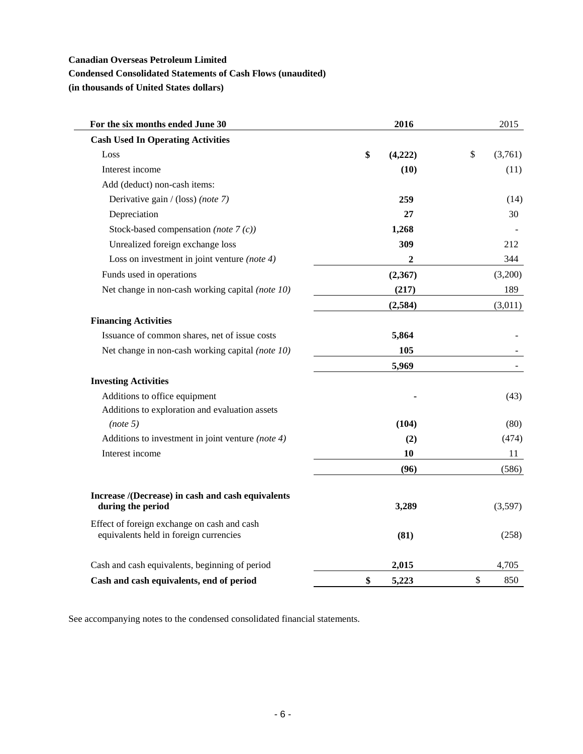**Canadian Overseas Petroleum Limited**

**Condensed Consolidated Statements of Cash Flows (unaudited)**

**(in thousands of United States dollars)**

| For the six months ended June 30 | 2016 | 2015 |
|---|---|---|
| **Cash Used In Operating Activities** | | |
| Loss | **$ (4,222)** | $ (3,761) |
| Interest income | **(10)** | (11) |
| Add (deduct) non-cash items: | | |
| Derivative gain / (loss) *(note 7)* | **259** | (14) |
| Depreciation | **27** | 30 |
| Stock-based compensation *(note 7 (c))* | **1,268** | - |
| Unrealized foreign exchange loss | **309** | 212 |
| Loss on investment in joint venture *(note 4)* | **2** | 344 |
| Funds used in operations | **(2,367)** | (3,200) |
| Net change in non-cash working capital *(note 10)* | **(217)** | 189 |
| | **(2,584)** | (3,011) |
| **Financing Activities** | | |
| Issuance of common shares, net of issue costs | **5,864** | - |
| Net change in non-cash working capital *(note 10)* | **105** | - |
| | **5,969** | - |
| **Investing Activities** | | |
| Additions to office equipment | **-** | (43) |
| Additions to exploration and evaluation assets *(note 5)* | **(104)** | (80) |
| Additions to investment in joint venture *(note 4)* | **(2)** | (474) |
| Interest income | **10** | 11 |
| | **(96)** | (586) |
| **Increase /(Decrease) in cash and cash equivalents during the period** | **3,289** | (3,597) |
| Effect of foreign exchange on cash and cash equivalents held in foreign currencies | **(81)** | (258) |
| Cash and cash equivalents, beginning of period | **2,015** | 4,705 |
| **Cash and cash equivalents, end of period** | **$ 5,223** | $ 850 |

See accompanying notes to the condensed consolidated financial statements.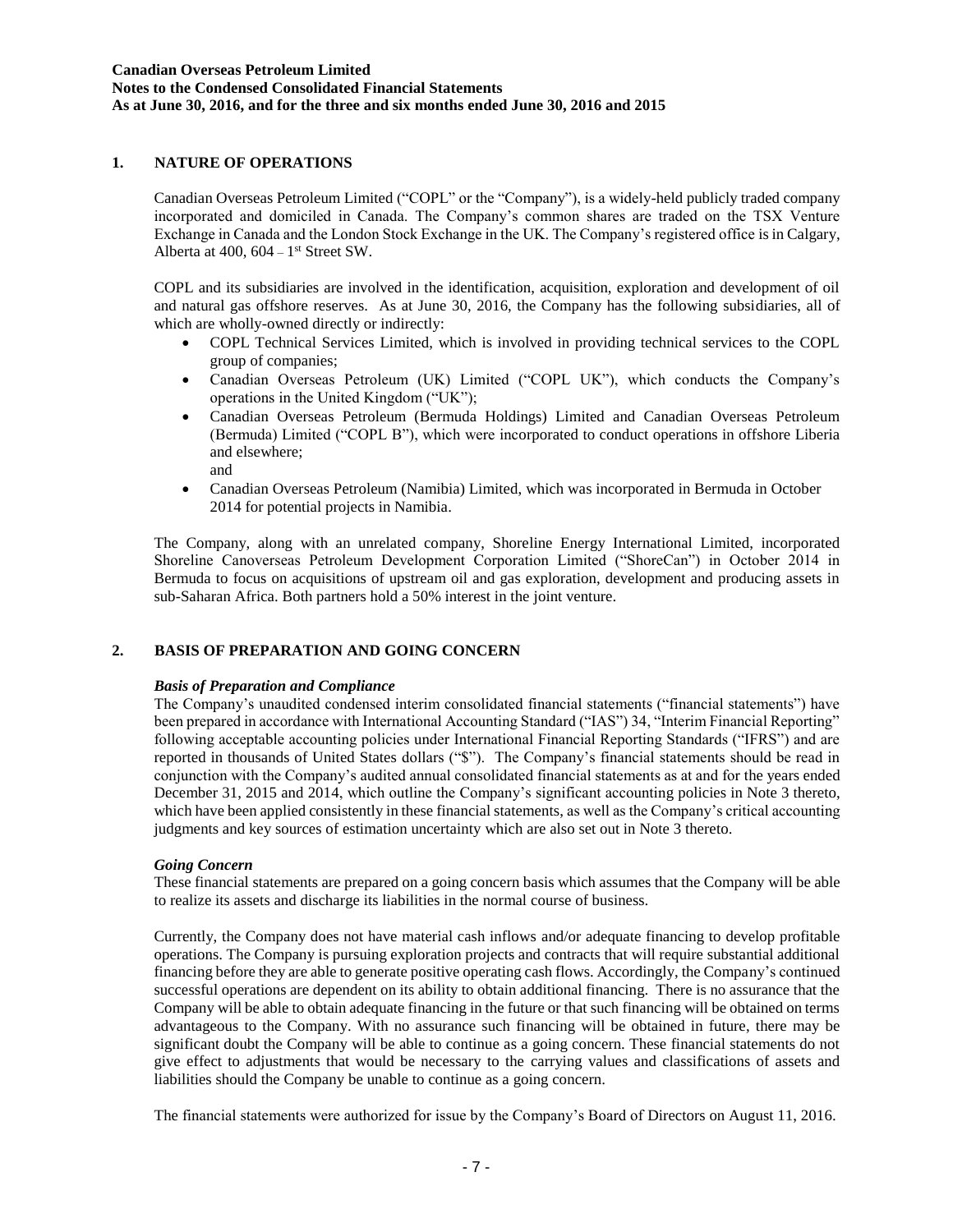## 1. NATURE OF OPERATIONS

Canadian Overseas Petroleum Limited ("COPL" or the "Company"), is a widely-held publicly traded company incorporated and domiciled in Canada. The Company's common shares are traded on the TSX Venture Exchange in Canada and the London Stock Exchange in the UK. The Company's registered office is in Calgary, Alberta at 400, 604 – 1st Street SW.

COPL and its subsidiaries are involved in the identification, acquisition, exploration and development of oil and natural gas offshore reserves. As at June 30, 2016, the Company has the following subsidiaries, all of which are wholly-owned directly or indirectly:

- COPL Technical Services Limited, which is involved in providing technical services to the COPL group of companies;
- Canadian Overseas Petroleum (UK) Limited ("COPL UK"), which conducts the Company's operations in the United Kingdom ("UK");
- Canadian Overseas Petroleum (Bermuda Holdings) Limited and Canadian Overseas Petroleum (Bermuda) Limited ("COPL B"), which were incorporated to conduct operations in offshore Liberia and elsewhere;
  and
- Canadian Overseas Petroleum (Namibia) Limited, which was incorporated in Bermuda in October 2014 for potential projects in Namibia.

The Company, along with an unrelated company, Shoreline Energy International Limited, incorporated Shoreline Canoverseas Petroleum Development Corporation Limited ("ShoreCan") in October 2014 in Bermuda to focus on acquisitions of upstream oil and gas exploration, development and producing assets in sub-Saharan Africa. Both partners hold a 50% interest in the joint venture.

## 2. BASIS OF PREPARATION AND GOING CONCERN

### *Basis of Preparation and Compliance*

The Company's unaudited condensed interim consolidated financial statements ("financial statements") have been prepared in accordance with International Accounting Standard ("IAS") 34, "Interim Financial Reporting" following acceptable accounting policies under International Financial Reporting Standards ("IFRS") and are reported in thousands of United States dollars ("$"). The Company's financial statements should be read in conjunction with the Company's audited annual consolidated financial statements as at and for the years ended December 31, 2015 and 2014, which outline the Company's significant accounting policies in Note 3 thereto, which have been applied consistently in these financial statements, as well as the Company's critical accounting judgments and key sources of estimation uncertainty which are also set out in Note 3 thereto.

### *Going Concern*

These financial statements are prepared on a going concern basis which assumes that the Company will be able to realize its assets and discharge its liabilities in the normal course of business.

Currently, the Company does not have material cash inflows and/or adequate financing to develop profitable operations. The Company is pursuing exploration projects and contracts that will require substantial additional financing before they are able to generate positive operating cash flows. Accordingly, the Company's continued successful operations are dependent on its ability to obtain additional financing. There is no assurance that the Company will be able to obtain adequate financing in the future or that such financing will be obtained on terms advantageous to the Company. With no assurance such financing will be obtained in future, there may be significant doubt the Company will be able to continue as a going concern. These financial statements do not give effect to adjustments that would be necessary to the carrying values and classifications of assets and liabilities should the Company be unable to continue as a going concern.

The financial statements were authorized for issue by the Company's Board of Directors on August 11, 2016.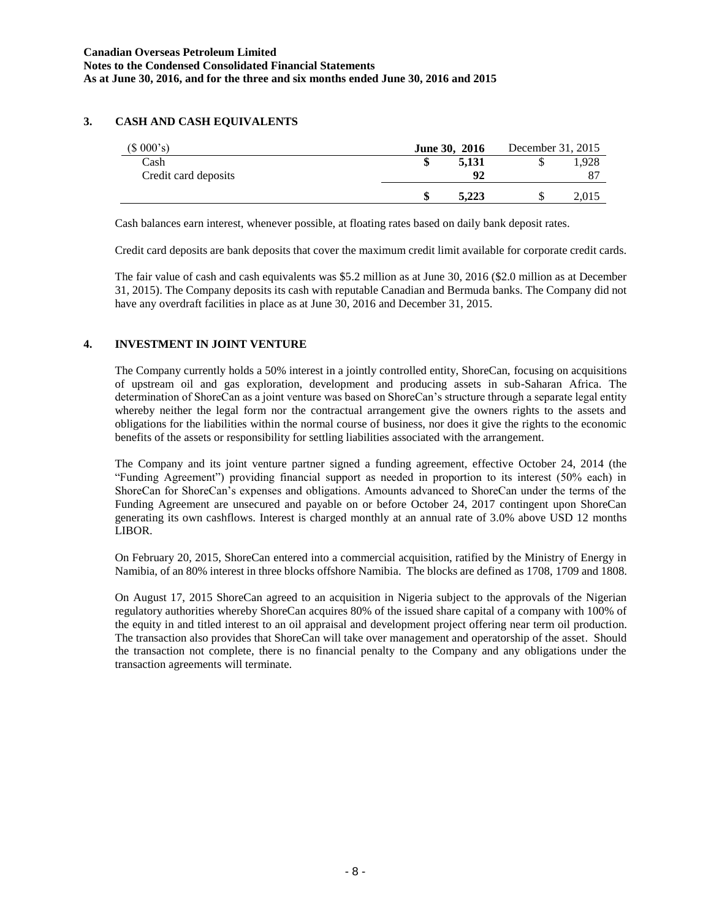## 3. CASH AND CASH EQUIVALENTS

| ($ 000's) | June 30, 2016 | December 31, 2015 |
|---|---|---|
| Cash | $ 5,131 | $ 1,928 |
| Credit card deposits | 92 | 87 |
| | $ 5,223 | $ 2,015 |

Cash balances earn interest, whenever possible, at floating rates based on daily bank deposit rates.

Credit card deposits are bank deposits that cover the maximum credit limit available for corporate credit cards.

The fair value of cash and cash equivalents was $5.2 million as at June 30, 2016 ($2.0 million as at December 31, 2015). The Company deposits its cash with reputable Canadian and Bermuda banks. The Company did not have any overdraft facilities in place as at June 30, 2016 and December 31, 2015.

## 4. INVESTMENT IN JOINT VENTURE

The Company currently holds a 50% interest in a jointly controlled entity, ShoreCan, focusing on acquisitions of upstream oil and gas exploration, development and producing assets in sub-Saharan Africa. The determination of ShoreCan as a joint venture was based on ShoreCan's structure through a separate legal entity whereby neither the legal form nor the contractual arrangement give the owners rights to the assets and obligations for the liabilities within the normal course of business, nor does it give the rights to the economic benefits of the assets or responsibility for settling liabilities associated with the arrangement.

The Company and its joint venture partner signed a funding agreement, effective October 24, 2014 (the "Funding Agreement") providing financial support as needed in proportion to its interest (50% each) in ShoreCan for ShoreCan's expenses and obligations. Amounts advanced to ShoreCan under the terms of the Funding Agreement are unsecured and payable on or before October 24, 2017 contingent upon ShoreCan generating its own cashflows. Interest is charged monthly at an annual rate of 3.0% above USD 12 months LIBOR.

On February 20, 2015, ShoreCan entered into a commercial acquisition, ratified by the Ministry of Energy in Namibia, of an 80% interest in three blocks offshore Namibia. The blocks are defined as 1708, 1709 and 1808.

On August 17, 2015 ShoreCan agreed to an acquisition in Nigeria subject to the approvals of the Nigerian regulatory authorities whereby ShoreCan acquires 80% of the issued share capital of a company with 100% of the equity in and titled interest to an oil appraisal and development project offering near term oil production. The transaction also provides that ShoreCan will take over management and operatorship of the asset. Should the transaction not complete, there is no financial penalty to the Company and any obligations under the transaction agreements will terminate.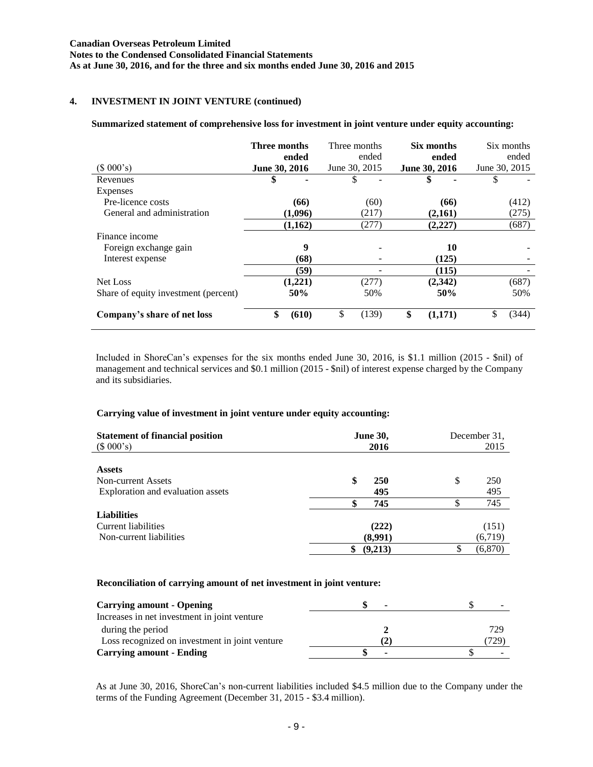## 4. INVESTMENT IN JOINT VENTURE (continued)

**Summarized statement of comprehensive loss for investment in joint venture under equity accounting:**

| ($ 000's) | **Three months ended June 30, 2016** | Three months ended June 30, 2015 | **Six months ended June 30, 2016** | Six months ended June 30, 2015 |
|---|---|---|---|---|
| Revenues | **$ -** | $ - | **$ -** | $ - |
| Expenses | | | | |
| Pre-licence costs | **(66)** | (60) | **(66)** | (412) |
| General and administration | **(1,096)** | (217) | **(2,161)** | (275) |
| | **(1,162)** | (277) | **(2,227)** | (687) |
| Finance income | | | | |
| Foreign exchange gain | **9** | - | **10** | - |
| Interest expense | **(68)** | - | **(125)** | - |
| | **(59)** | - | **(115)** | - |
| Net Loss | **(1,221)** | (277) | **(2,342)** | (687) |
| Share of equity investment (percent) | **50%** | 50% | **50%** | 50% |
| **Company's share of net loss** | **$ (610)** | $ (139) | **$ (1,171)** | $ (344) |

Included in ShoreCan's expenses for the six months ended June 30, 2016, is $1.1 million (2015 - $nil) of management and technical services and $0.1 million (2015 - $nil) of interest expense charged by the Company and its subsidiaries.

**Carrying value of investment in joint venture under equity accounting:**

| **Statement of financial position** ($ 000's) | **June 30, 2016** | December 31, 2015 |
|---|---|---|
| **Assets** | | |
| Non-current Assets | **$ 250** | $ 250 |
| Exploration and evaluation assets | **495** | 495 |
| | **$ 745** | $ 745 |
| **Liabilities** | | |
| Current liabilities | **(222)** | (151) |
| Non-current liabilities | **(8,991)** | (6,719) |
| | **$ (9,213)** | $ (6,870) |

**Reconciliation of carrying amount of net investment in joint venture:**

| | | |
|---|---|---|
| **Carrying amount - Opening** | **$ -** | $ - |
| Increases in net investment in joint venture during the period | **2** | 729 |
| Loss recognized on investment in joint venture | **(2)** | (729) |
| **Carrying amount - Ending** | **$ -** | $ - |

As at June 30, 2016, ShoreCan's non-current liabilities included $4.5 million due to the Company under the terms of the Funding Agreement (December 31, 2015 - $3.4 million).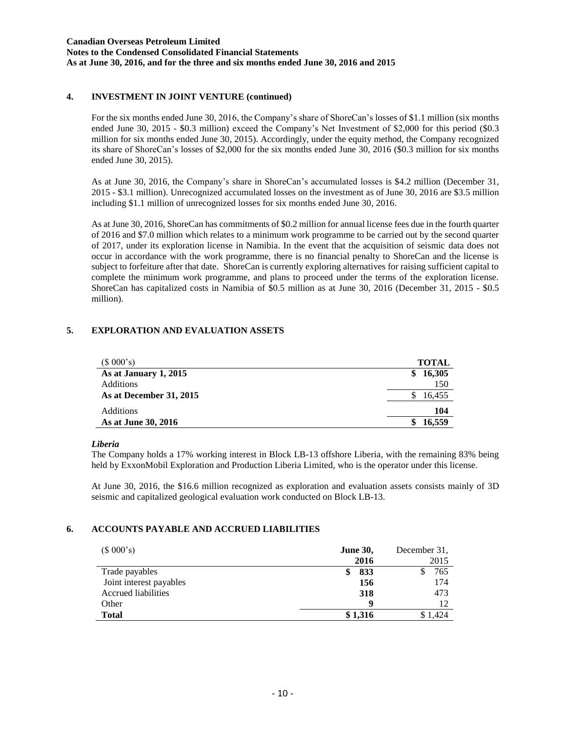## 4. INVESTMENT IN JOINT VENTURE (continued)

For the six months ended June 30, 2016, the Company's share of ShoreCan's losses of $1.1 million (six months ended June 30, 2015 - $0.3 million) exceed the Company's Net Investment of $2,000 for this period ($0.3 million for six months ended June 30, 2015). Accordingly, under the equity method, the Company recognized its share of ShoreCan's losses of $2,000 for the six months ended June 30, 2016 ($0.3 million for six months ended June 30, 2015).

As at June 30, 2016, the Company's share in ShoreCan's accumulated losses is $4.2 million (December 31, 2015 - $3.1 million). Unrecognized accumulated losses on the investment as of June 30, 2016 are $3.5 million including $1.1 million of unrecognized losses for six months ended June 30, 2016.

As at June 30, 2016, ShoreCan has commitments of $0.2 million for annual license fees due in the fourth quarter of 2016 and $7.0 million which relates to a minimum work programme to be carried out by the second quarter of 2017, under its exploration license in Namibia. In the event that the acquisition of seismic data does not occur in accordance with the work programme, there is no financial penalty to ShoreCan and the license is subject to forfeiture after that date. ShoreCan is currently exploring alternatives for raising sufficient capital to complete the minimum work programme, and plans to proceed under the terms of the exploration license. ShoreCan has capitalized costs in Namibia of $0.5 million as at June 30, 2016 (December 31, 2015 - $0.5 million).

## 5. EXPLORATION AND EVALUATION ASSETS

| ($ 000's) | **TOTAL** |
|---|---|
| **As at January 1, 2015** | **$ 16,305** |
| Additions | 150 |
| **As at December 31, 2015** | $ 16,455 |
| Additions | **104** |
| **As at June 30, 2016** | **$ 16,559** |

***Liberia***

The Company holds a 17% working interest in Block LB-13 offshore Liberia, with the remaining 83% being held by ExxonMobil Exploration and Production Liberia Limited, who is the operator under this license.

At June 30, 2016, the $16.6 million recognized as exploration and evaluation assets consists mainly of 3D seismic and capitalized geological evaluation work conducted on Block LB-13.

## 6. ACCOUNTS PAYABLE AND ACCRUED LIABILITIES

| ($ 000's) | **June 30, 2016** | December 31, 2015 |
|---|---|---|
| Trade payables | **$ 833** | $ 765 |
| Joint interest payables | **156** | 174 |
| Accrued liabilities | **318** | 473 |
| Other | **9** | 12 |
| **Total** | **$ 1,316** | $ 1,424 |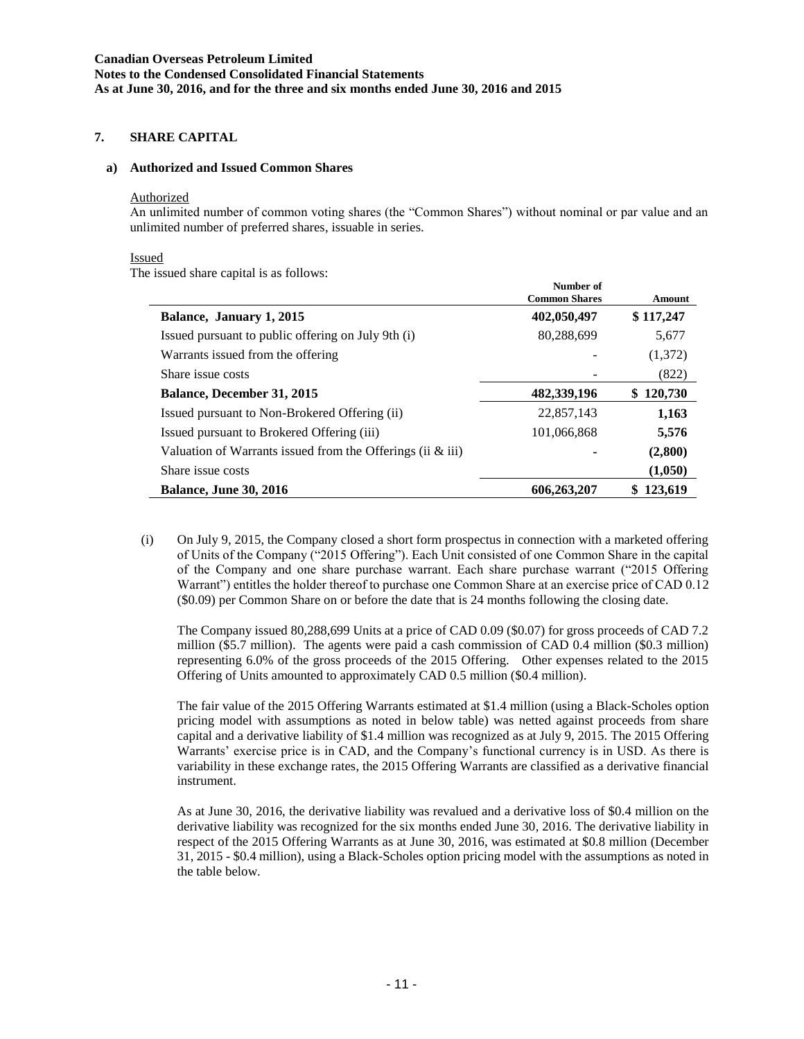## 7. SHARE CAPITAL

### a) Authorized and Issued Common Shares

Authorized

An unlimited number of common voting shares (the "Common Shares") without nominal or par value and an unlimited number of preferred shares, issuable in series.

Issued

The issued share capital is as follows:

| | Number of Common Shares | Amount |
|---|---|---|
| **Balance, January 1, 2015** | **402,050,497** | **$ 117,247** |
| Issued pursuant to public offering on July 9th (i) | 80,288,699 | 5,677 |
| Warrants issued from the offering | - | (1,372) |
| Share issue costs | - | (822) |
| **Balance, December 31, 2015** | **482,339,196** | **$ 120,730** |
| Issued pursuant to Non-Brokered Offering (ii) | 22,857,143 | **1,163** |
| Issued pursuant to Brokered Offering (iii) | 101,066,868 | **5,576** |
| Valuation of Warrants issued from the Offerings (ii & iii) | **-** | **(2,800)** |
| Share issue costs | | **(1,050)** |
| **Balance, June 30, 2016** | **606,263,207** | **$ 123,619** |

(i) On July 9, 2015, the Company closed a short form prospectus in connection with a marketed offering of Units of the Company ("2015 Offering"). Each Unit consisted of one Common Share in the capital of the Company and one share purchase warrant. Each share purchase warrant ("2015 Offering Warrant") entitles the holder thereof to purchase one Common Share at an exercise price of CAD 0.12 ($0.09) per Common Share on or before the date that is 24 months following the closing date.

The Company issued 80,288,699 Units at a price of CAD 0.09 ($0.07) for gross proceeds of CAD 7.2 million ($5.7 million). The agents were paid a cash commission of CAD 0.4 million ($0.3 million) representing 6.0% of the gross proceeds of the 2015 Offering. Other expenses related to the 2015 Offering of Units amounted to approximately CAD 0.5 million ($0.4 million).

The fair value of the 2015 Offering Warrants estimated at $1.4 million (using a Black-Scholes option pricing model with assumptions as noted in below table) was netted against proceeds from share capital and a derivative liability of $1.4 million was recognized as at July 9, 2015. The 2015 Offering Warrants' exercise price is in CAD, and the Company's functional currency is in USD. As there is variability in these exchange rates, the 2015 Offering Warrants are classified as a derivative financial instrument.

As at June 30, 2016, the derivative liability was revalued and a derivative loss of $0.4 million on the derivative liability was recognized for the six months ended June 30, 2016. The derivative liability in respect of the 2015 Offering Warrants as at June 30, 2016, was estimated at $0.8 million (December 31, 2015 - $0.4 million), using a Black-Scholes option pricing model with the assumptions as noted in the table below.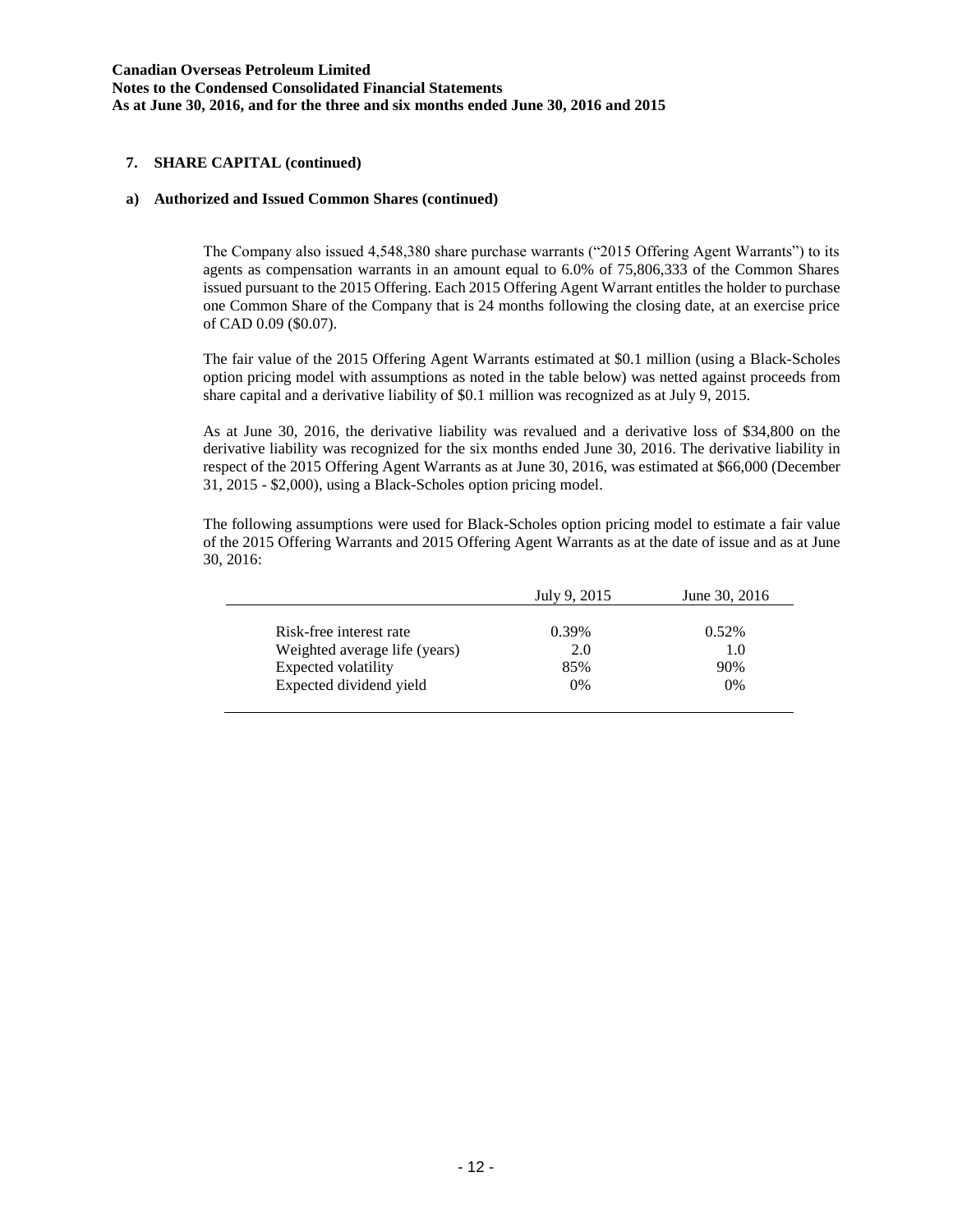## 7. SHARE CAPITAL (continued)

### a) Authorized and Issued Common Shares (continued)

The Company also issued 4,548,380 share purchase warrants ("2015 Offering Agent Warrants") to its agents as compensation warrants in an amount equal to 6.0% of 75,806,333 of the Common Shares issued pursuant to the 2015 Offering. Each 2015 Offering Agent Warrant entitles the holder to purchase one Common Share of the Company that is 24 months following the closing date, at an exercise price of CAD 0.09 ($0.07).

The fair value of the 2015 Offering Agent Warrants estimated at $0.1 million (using a Black-Scholes option pricing model with assumptions as noted in the table below) was netted against proceeds from share capital and a derivative liability of $0.1 million was recognized as at July 9, 2015.

As at June 30, 2016, the derivative liability was revalued and a derivative loss of $34,800 on the derivative liability was recognized for the six months ended June 30, 2016. The derivative liability in respect of the 2015 Offering Agent Warrants as at June 30, 2016, was estimated at $66,000 (December 31, 2015 - $2,000), using a Black-Scholes option pricing model.

The following assumptions were used for Black-Scholes option pricing model to estimate a fair value of the 2015 Offering Warrants and 2015 Offering Agent Warrants as at the date of issue and as at June 30, 2016:

| | July 9, 2015 | June 30, 2016 |
|---|---|---|
| Risk-free interest rate | 0.39% | 0.52% |
| Weighted average life (years) | 2.0 | 1.0 |
| Expected volatility | 85% | 90% |
| Expected dividend yield | 0% | 0% |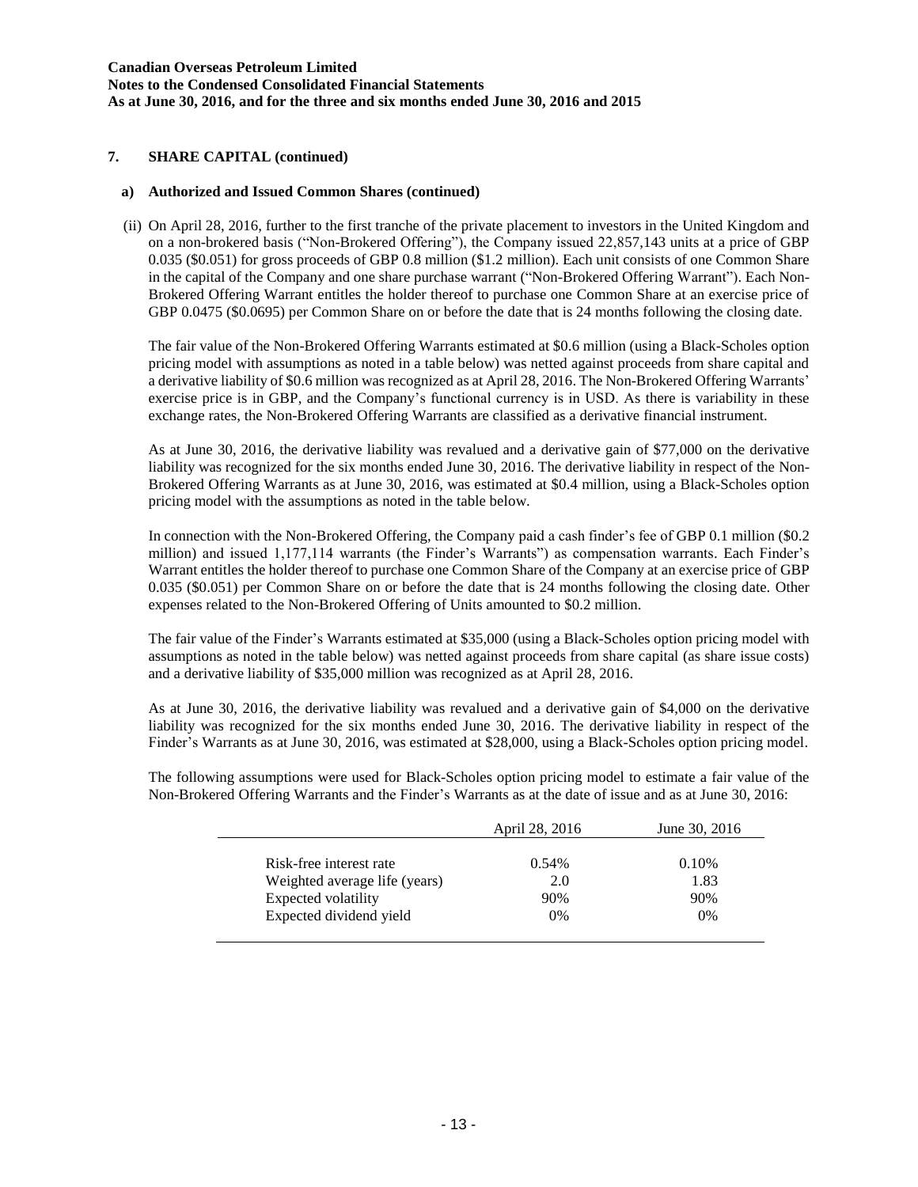## 7. SHARE CAPITAL (continued)

### a) Authorized and Issued Common Shares (continued)

(ii) On April 28, 2016, further to the first tranche of the private placement to investors in the United Kingdom and on a non-brokered basis ("Non-Brokered Offering"), the Company issued 22,857,143 units at a price of GBP 0.035 ($0.051) for gross proceeds of GBP 0.8 million ($1.2 million). Each unit consists of one Common Share in the capital of the Company and one share purchase warrant ("Non-Brokered Offering Warrant"). Each Non-Brokered Offering Warrant entitles the holder thereof to purchase one Common Share at an exercise price of GBP 0.0475 ($0.0695) per Common Share on or before the date that is 24 months following the closing date.

The fair value of the Non-Brokered Offering Warrants estimated at $0.6 million (using a Black-Scholes option pricing model with assumptions as noted in a table below) was netted against proceeds from share capital and a derivative liability of $0.6 million was recognized as at April 28, 2016. The Non-Brokered Offering Warrants' exercise price is in GBP, and the Company's functional currency is in USD. As there is variability in these exchange rates, the Non-Brokered Offering Warrants are classified as a derivative financial instrument.

As at June 30, 2016, the derivative liability was revalued and a derivative gain of $77,000 on the derivative liability was recognized for the six months ended June 30, 2016. The derivative liability in respect of the Non-Brokered Offering Warrants as at June 30, 2016, was estimated at $0.4 million, using a Black-Scholes option pricing model with the assumptions as noted in the table below.

In connection with the Non-Brokered Offering, the Company paid a cash finder's fee of GBP 0.1 million ($0.2 million) and issued 1,177,114 warrants (the Finder's Warrants") as compensation warrants. Each Finder's Warrant entitles the holder thereof to purchase one Common Share of the Company at an exercise price of GBP 0.035 ($0.051) per Common Share on or before the date that is 24 months following the closing date. Other expenses related to the Non-Brokered Offering of Units amounted to $0.2 million.

The fair value of the Finder's Warrants estimated at $35,000 (using a Black-Scholes option pricing model with assumptions as noted in the table below) was netted against proceeds from share capital (as share issue costs) and a derivative liability of $35,000 million was recognized as at April 28, 2016.

As at June 30, 2016, the derivative liability was revalued and a derivative gain of $4,000 on the derivative liability was recognized for the six months ended June 30, 2016. The derivative liability in respect of the Finder's Warrants as at June 30, 2016, was estimated at $28,000, using a Black-Scholes option pricing model.

The following assumptions were used for Black-Scholes option pricing model to estimate a fair value of the Non-Brokered Offering Warrants and the Finder's Warrants as at the date of issue and as at June 30, 2016:

| | April 28, 2016 | June 30, 2016 |
|---|---|---|
| Risk-free interest rate | 0.54% | 0.10% |
| Weighted average life (years) | 2.0 | 1.83 |
| Expected volatility | 90% | 90% |
| Expected dividend yield | 0% | 0% |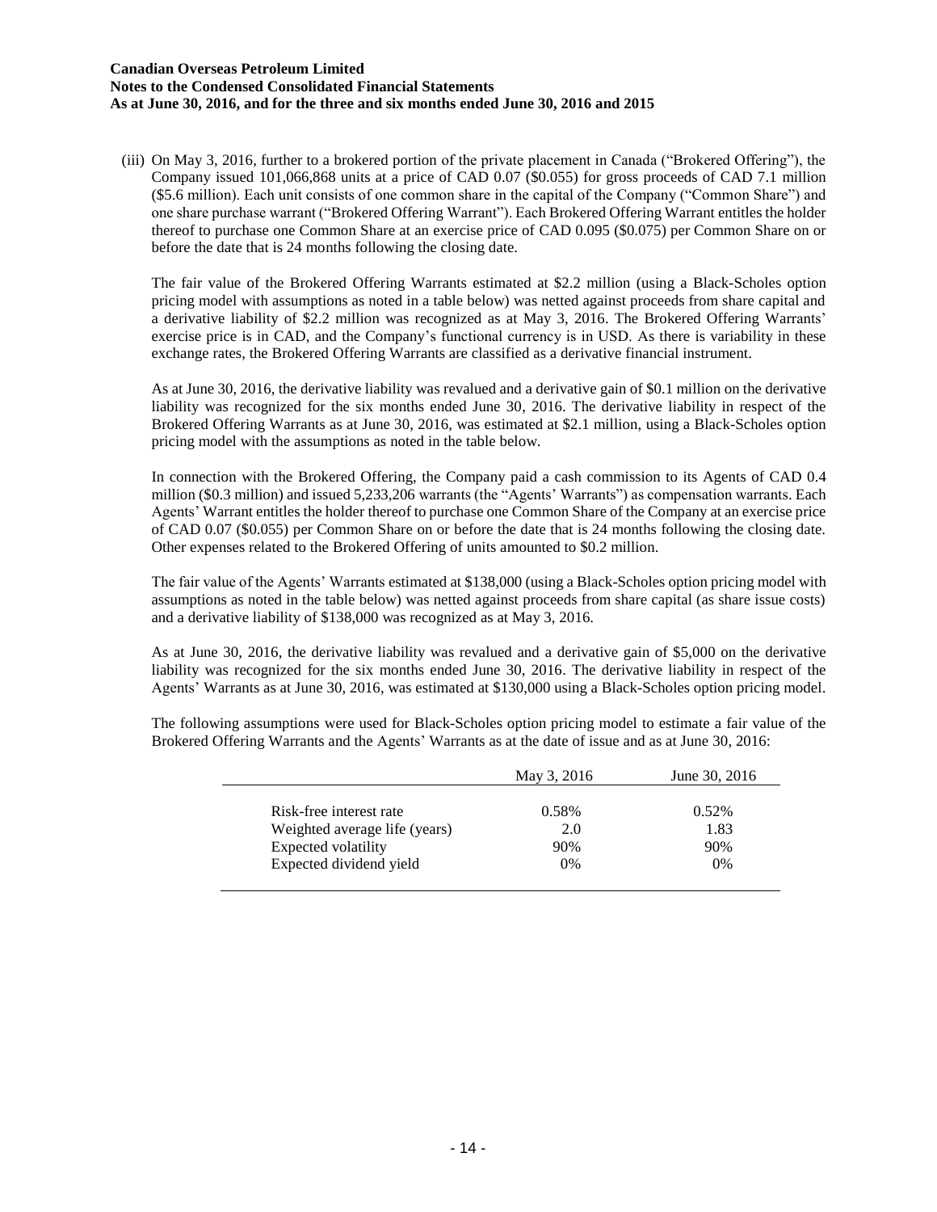(iii) On May 3, 2016, further to a brokered portion of the private placement in Canada ("Brokered Offering"), the Company issued 101,066,868 units at a price of CAD 0.07 ($0.055) for gross proceeds of CAD 7.1 million ($5.6 million). Each unit consists of one common share in the capital of the Company ("Common Share") and one share purchase warrant ("Brokered Offering Warrant"). Each Brokered Offering Warrant entitles the holder thereof to purchase one Common Share at an exercise price of CAD 0.095 ($0.075) per Common Share on or before the date that is 24 months following the closing date.

The fair value of the Brokered Offering Warrants estimated at $2.2 million (using a Black-Scholes option pricing model with assumptions as noted in a table below) was netted against proceeds from share capital and a derivative liability of $2.2 million was recognized as at May 3, 2016. The Brokered Offering Warrants' exercise price is in CAD, and the Company's functional currency is in USD. As there is variability in these exchange rates, the Brokered Offering Warrants are classified as a derivative financial instrument.

As at June 30, 2016, the derivative liability was revalued and a derivative gain of $0.1 million on the derivative liability was recognized for the six months ended June 30, 2016. The derivative liability in respect of the Brokered Offering Warrants as at June 30, 2016, was estimated at $2.1 million, using a Black-Scholes option pricing model with the assumptions as noted in the table below.

In connection with the Brokered Offering, the Company paid a cash commission to its Agents of CAD 0.4 million ($0.3 million) and issued 5,233,206 warrants (the "Agents' Warrants") as compensation warrants. Each Agents' Warrant entitles the holder thereof to purchase one Common Share of the Company at an exercise price of CAD 0.07 ($0.055) per Common Share on or before the date that is 24 months following the closing date. Other expenses related to the Brokered Offering of units amounted to $0.2 million.

The fair value of the Agents' Warrants estimated at $138,000 (using a Black-Scholes option pricing model with assumptions as noted in the table below) was netted against proceeds from share capital (as share issue costs) and a derivative liability of $138,000 was recognized as at May 3, 2016.

As at June 30, 2016, the derivative liability was revalued and a derivative gain of $5,000 on the derivative liability was recognized for the six months ended June 30, 2016. The derivative liability in respect of the Agents' Warrants as at June 30, 2016, was estimated at $130,000 using a Black-Scholes option pricing model.

The following assumptions were used for Black-Scholes option pricing model to estimate a fair value of the Brokered Offering Warrants and the Agents' Warrants as at the date of issue and as at June 30, 2016:

| | May 3, 2016 | June 30, 2016 |
|---|---|---|
| Risk-free interest rate | 0.58% | 0.52% |
| Weighted average life (years) | 2.0 | 1.83 |
| Expected volatility | 90% | 90% |
| Expected dividend yield | 0% | 0% |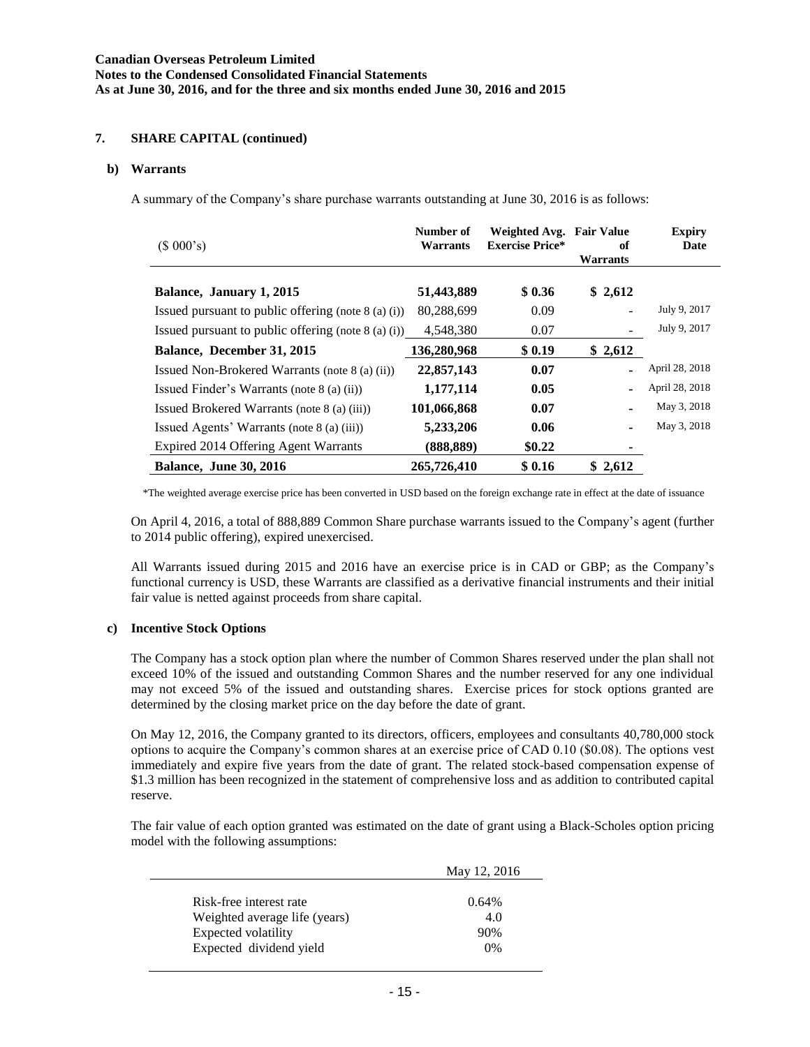## 7. SHARE CAPITAL (continued)

### b) Warrants

A summary of the Company's share purchase warrants outstanding at June 30, 2016 is as follows:

| ($ 000's) | Number of Warrants | Weighted Avg. Exercise Price* | Fair Value of Warrants | Expiry Date |
|---|---|---|---|---|
| **Balance, January 1, 2015** | **51,443,889** | **$ 0.36** | **$ 2,612** | |
| Issued pursuant to public offering (note 8 (a) (i)) | 80,288,699 | 0.09 | - | July 9, 2017 |
| Issued pursuant to public offering (note 8 (a) (i)) | 4,548,380 | 0.07 | - | July 9, 2017 |
| **Balance, December 31, 2015** | **136,280,968** | **$ 0.19** | **$ 2,612** | |
| Issued Non-Brokered Warrants (note 8 (a) (ii)) | **22,857,143** | **0.07** | - | April 28, 2018 |
| Issued Finder's Warrants (note 8 (a) (ii)) | **1,177,114** | **0.05** | - | April 28, 2018 |
| Issued Brokered Warrants (note 8 (a) (iii)) | **101,066,868** | **0.07** | - | May 3, 2018 |
| Issued Agents' Warrants (note 8 (a) (iii)) | **5,233,206** | **0.06** | - | May 3, 2018 |
| Expired 2014 Offering Agent Warrants | **(888,889)** | **$0.22** | - | |
| **Balance, June 30, 2016** | **265,726,410** | **$ 0.16** | **$ 2,612** | |

*The weighted average exercise price has been converted in USD based on the foreign exchange rate in effect at the date of issuance

On April 4, 2016, a total of 888,889 Common Share purchase warrants issued to the Company's agent (further to 2014 public offering), expired unexercised.

All Warrants issued during 2015 and 2016 have an exercise price is in CAD or GBP; as the Company's functional currency is USD, these Warrants are classified as a derivative financial instruments and their initial fair value is netted against proceeds from share capital.

### c) Incentive Stock Options

The Company has a stock option plan where the number of Common Shares reserved under the plan shall not exceed 10% of the issued and outstanding Common Shares and the number reserved for any one individual may not exceed 5% of the issued and outstanding shares. Exercise prices for stock options granted are determined by the closing market price on the day before the date of grant.

On May 12, 2016, the Company granted to its directors, officers, employees and consultants 40,780,000 stock options to acquire the Company's common shares at an exercise price of CAD 0.10 ($0.08). The options vest immediately and expire five years from the date of grant. The related stock-based compensation expense of $1.3 million has been recognized in the statement of comprehensive loss and as addition to contributed capital reserve.

The fair value of each option granted was estimated on the date of grant using a Black-Scholes option pricing model with the following assumptions:

| | May 12, 2016 |
|---|---|
| Risk-free interest rate | 0.64% |
| Weighted average life (years) | 4.0 |
| Expected volatility | 90% |
| Expected dividend yield | 0% |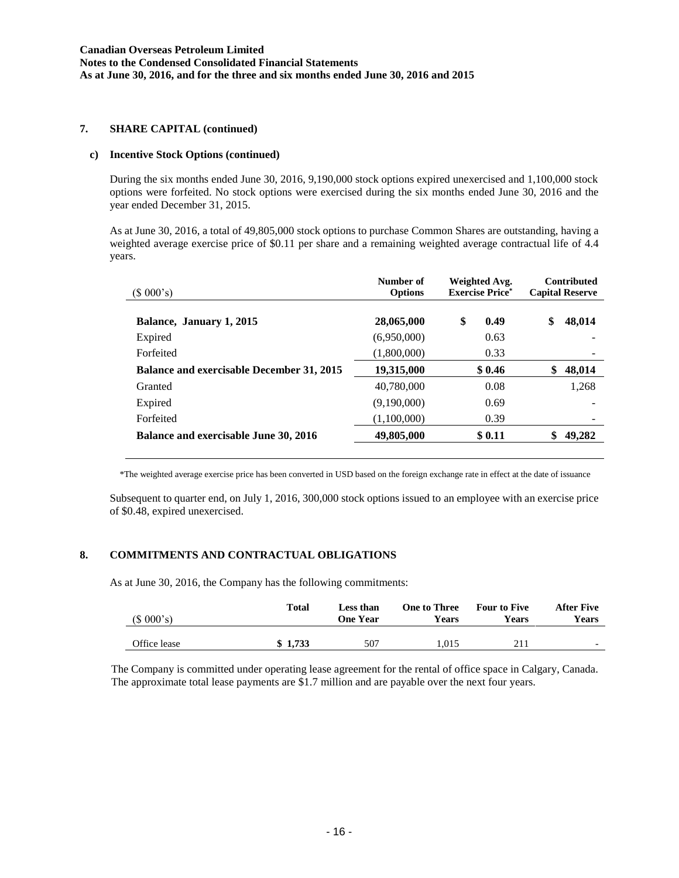**Canadian Overseas Petroleum Limited**
**Notes to the Condensed Consolidated Financial Statements**
**As at June 30, 2016, and for the three and six months ended June 30, 2016 and 2015**

## 7. SHARE CAPITAL (continued)

### c) Incentive Stock Options (continued)

During the six months ended June 30, 2016, 9,190,000 stock options expired unexercised and 1,100,000 stock options were forfeited. No stock options were exercised during the six months ended June 30, 2016 and the year ended December 31, 2015.

As at June 30, 2016, a total of 49,805,000 stock options to purchase Common Shares are outstanding, having a weighted average exercise price of $0.11 per share and a remaining weighted average contractual life of 4.4 years.

| ($ 000's) | Number of Options | Weighted Avg. Exercise Price* | Contributed Capital Reserve |
|---|---|---|---|
| **Balance, January 1, 2015** | **28,065,000** | **$ 0.49** | **$ 48,014** |
| Expired | (6,950,000) | 0.63 | - |
| Forfeited | (1,800,000) | 0.33 | - |
| **Balance and exercisable December 31, 2015** | **19,315,000** | **$ 0.46** | **$ 48,014** |
| Granted | 40,780,000 | 0.08 | 1,268 |
| Expired | (9,190,000) | 0.69 | - |
| Forfeited | (1,100,000) | 0.39 | - |
| **Balance and exercisable June 30, 2016** | **49,805,000** | **$ 0.11** | **$ 49,282** |

*The weighted average exercise price has been converted in USD based on the foreign exchange rate in effect at the date of issuance

Subsequent to quarter end, on July 1, 2016, 300,000 stock options issued to an employee with an exercise price of $0.48, expired unexercised.

## 8. COMMITMENTS AND CONTRACTUAL OBLIGATIONS

As at June 30, 2016, the Company has the following commitments:

| ($ 000's) | Total | Less than One Year | One to Three Years | Four to Five Years | After Five Years |
|---|---|---|---|---|---|
| Office lease | **$ 1,733** | 507 | 1,015 | 211 | - |

The Company is committed under operating lease agreement for the rental of office space in Calgary, Canada. The approximate total lease payments are $1.7 million and are payable over the next four years.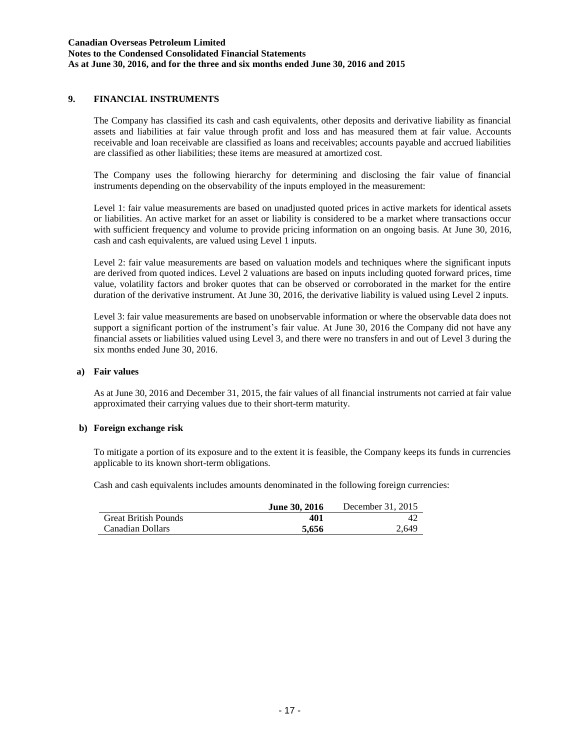## 9. FINANCIAL INSTRUMENTS

The Company has classified its cash and cash equivalents, other deposits and derivative liability as financial assets and liabilities at fair value through profit and loss and has measured them at fair value. Accounts receivable and loan receivable are classified as loans and receivables; accounts payable and accrued liabilities are classified as other liabilities; these items are measured at amortized cost.

The Company uses the following hierarchy for determining and disclosing the fair value of financial instruments depending on the observability of the inputs employed in the measurement:

Level 1: fair value measurements are based on unadjusted quoted prices in active markets for identical assets or liabilities. An active market for an asset or liability is considered to be a market where transactions occur with sufficient frequency and volume to provide pricing information on an ongoing basis. At June 30, 2016, cash and cash equivalents, are valued using Level 1 inputs.

Level 2: fair value measurements are based on valuation models and techniques where the significant inputs are derived from quoted indices. Level 2 valuations are based on inputs including quoted forward prices, time value, volatility factors and broker quotes that can be observed or corroborated in the market for the entire duration of the derivative instrument. At June 30, 2016, the derivative liability is valued using Level 2 inputs.

Level 3: fair value measurements are based on unobservable information or where the observable data does not support a significant portion of the instrument's fair value. At June 30, 2016 the Company did not have any financial assets or liabilities valued using Level 3, and there were no transfers in and out of Level 3 during the six months ended June 30, 2016.

### a) Fair values

As at June 30, 2016 and December 31, 2015, the fair values of all financial instruments not carried at fair value approximated their carrying values due to their short-term maturity.

### b) Foreign exchange risk

To mitigate a portion of its exposure and to the extent it is feasible, the Company keeps its funds in currencies applicable to its known short-term obligations.

Cash and cash equivalents includes amounts denominated in the following foreign currencies:

| | **June 30, 2016** | December 31, 2015 |
|---|---|---|
| Great British Pounds | **401** | 42 |
| Canadian Dollars | **5,656** | 2,649 |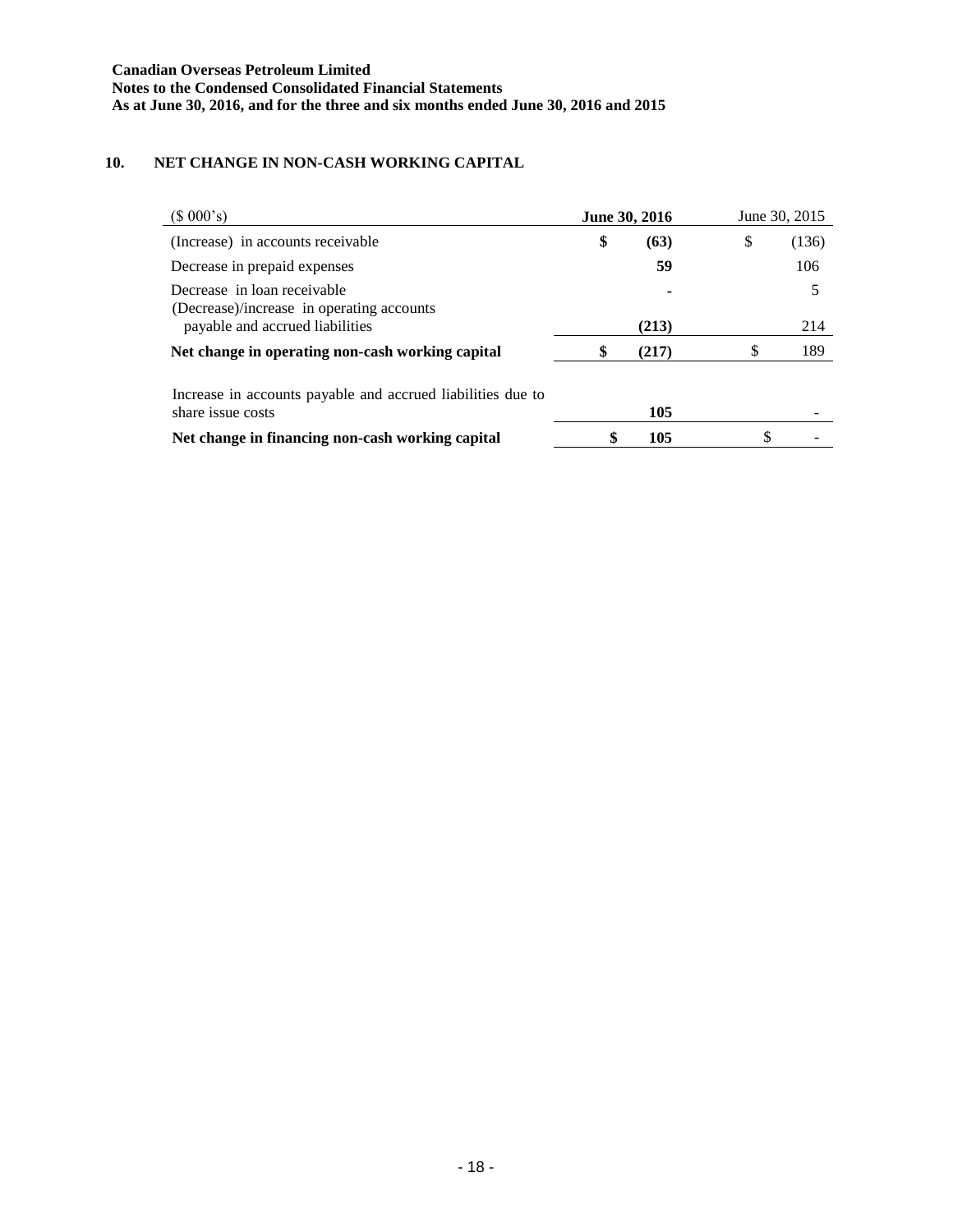## 10. NET CHANGE IN NON-CASH WORKING CAPITAL

| ($ 000's) | June 30, 2016 | June 30, 2015 |
|---|---|---|
| (Increase) in accounts receivable | **$ (63)** | $ (136) |
| Decrease in prepaid expenses | **59** | 106 |
| Decrease in loan receivable | **-** | 5 |
| (Decrease)/increase in operating accounts payable and accrued liabilities | **(213)** | 214 |
| **Net change in operating non-cash working capital** | **$ (217)** | $ 189 |
| Increase in accounts payable and accrued liabilities due to share issue costs | **105** | - |
| **Net change in financing non-cash working capital** | **$ 105** | $ - |